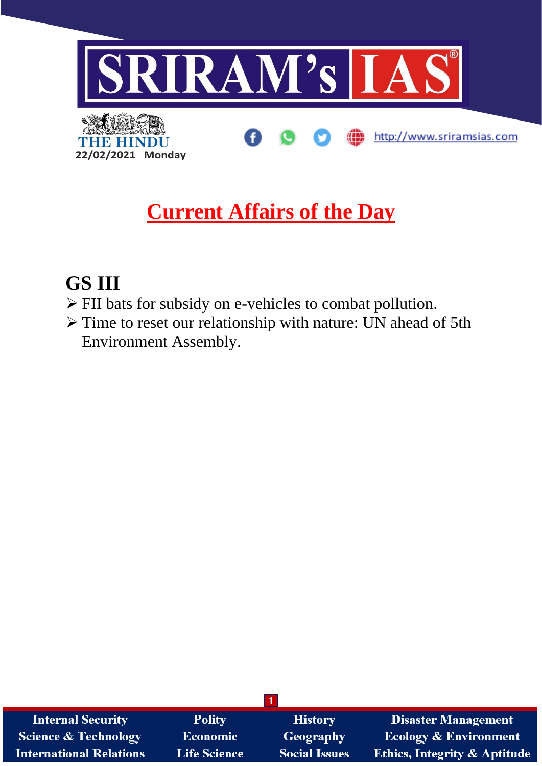# Current Affairs of the Day

22/02/2021 Monday

## GS III

- FII bats for subsidy on e-vehicles to combat pollution.
- Time to reset our relationship with nature: UN ahead of 5th Environment Assembly.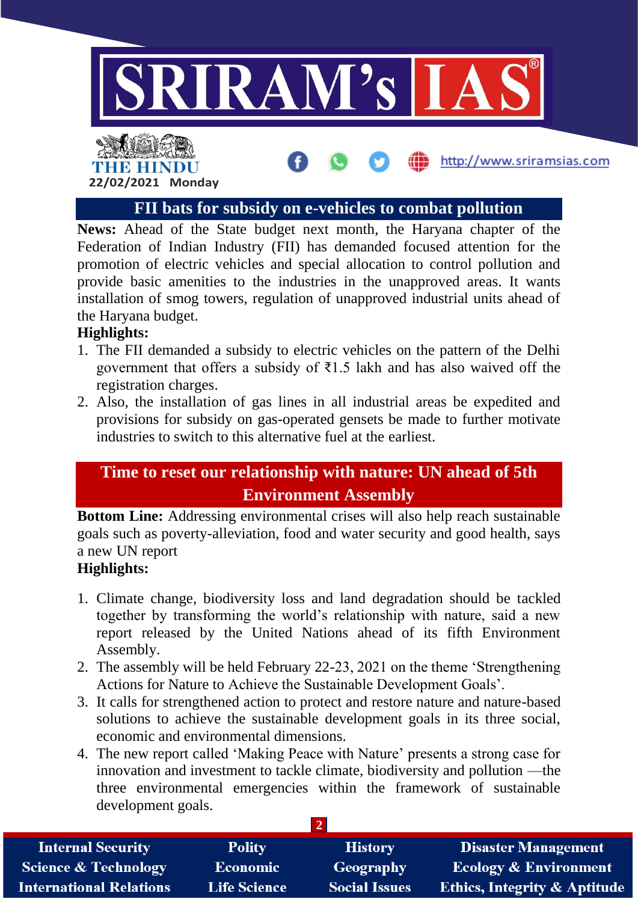## FII bats for subsidy on e-vehicles to combat pollution

**News:** Ahead of the State budget next month, the Haryana chapter of the Federation of Indian Industry (FII) has demanded focused attention for the promotion of electric vehicles and special allocation to control pollution and provide basic amenities to the industries in the unapproved areas. It wants installation of smog towers, regulation of unapproved industrial units ahead of the Haryana budget.

**Highlights:**

1. The FII demanded a subsidy to electric vehicles on the pattern of the Delhi government that offers a subsidy of ₹1.5 lakh and has also waived off the registration charges.
2. Also, the installation of gas lines in all industrial areas be expedited and provisions for subsidy on gas-operated gensets be made to further motivate industries to switch to this alternative fuel at the earliest.

## Time to reset our relationship with nature: UN ahead of 5th Environment Assembly

**Bottom Line:** Addressing environmental crises will also help reach sustainable goals such as poverty-alleviation, food and water security and good health, says a new UN report

**Highlights:**

1. Climate change, biodiversity loss and land degradation should be tackled together by transforming the world's relationship with nature, said a new report released by the United Nations ahead of its fifth Environment Assembly.
2. The assembly will be held February 22-23, 2021 on the theme 'Strengthening Actions for Nature to Achieve the Sustainable Development Goals'.
3. It calls for strengthened action to protect and restore nature and nature-based solutions to achieve the sustainable development goals in its three social, economic and environmental dimensions.
4. The new report called 'Making Peace with Nature' presents a strong case for innovation and investment to tackle climate, biodiversity and pollution —the three environmental emergencies within the framework of sustainable development goals.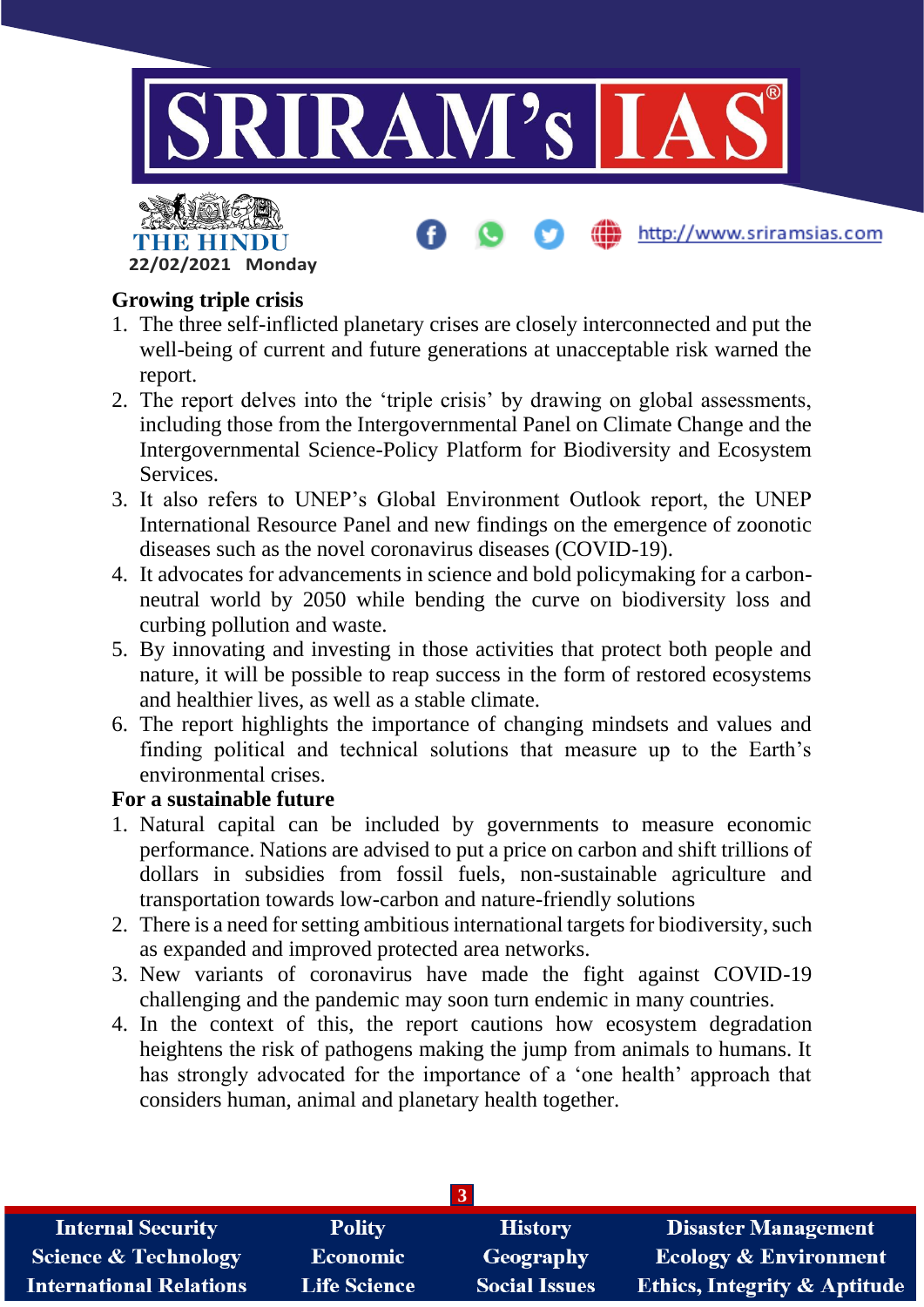**Growing triple crisis**

1. The three self-inflicted planetary crises are closely interconnected and put the well-being of current and future generations at unacceptable risk warned the report.
2. The report delves into the 'triple crisis' by drawing on global assessments, including those from the Intergovernmental Panel on Climate Change and the Intergovernmental Science-Policy Platform for Biodiversity and Ecosystem Services.
3. It also refers to UNEP's Global Environment Outlook report, the UNEP International Resource Panel and new findings on the emergence of zoonotic diseases such as the novel coronavirus diseases (COVID-19).
4. It advocates for advancements in science and bold policymaking for a carbon-neutral world by 2050 while bending the curve on biodiversity loss and curbing pollution and waste.
5. By innovating and investing in those activities that protect both people and nature, it will be possible to reap success in the form of restored ecosystems and healthier lives, as well as a stable climate.
6. The report highlights the importance of changing mindsets and values and finding political and technical solutions that measure up to the Earth's environmental crises.

**For a sustainable future**

1. Natural capital can be included by governments to measure economic performance. Nations are advised to put a price on carbon and shift trillions of dollars in subsidies from fossil fuels, non-sustainable agriculture and transportation towards low-carbon and nature-friendly solutions
2. There is a need for setting ambitious international targets for biodiversity, such as expanded and improved protected area networks.
3. New variants of coronavirus have made the fight against COVID-19 challenging and the pandemic may soon turn endemic in many countries.
4. In the context of this, the report cautions how ecosystem degradation heightens the risk of pathogens making the jump from animals to humans. It has strongly advocated for the importance of a 'one health' approach that considers human, animal and planetary health together.